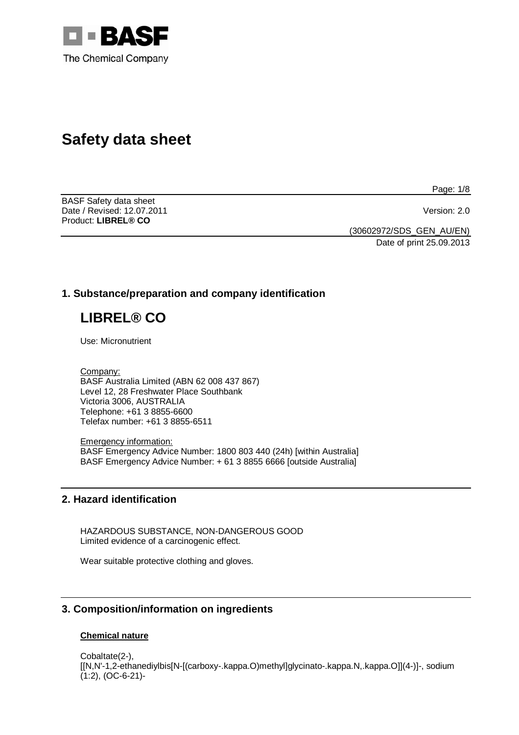# Safety data sheet

BASF Safety data sheet
Date / Revised: 12.07.2011
Version: 2.0
Product: **LIBREL® CO**

(30602972/SDS_GEN_AU/EN)
Date of print 25.09.2013

## 1. Substance/preparation and company identification

# LIBREL® CO

Use: Micronutrient

Company:
BASF Australia Limited (ABN 62 008 437 867)
Level 12, 28 Freshwater Place Southbank
Victoria 3006, AUSTRALIA
Telephone: +61 3 8855-6600
Telefax number: +61 3 8855-6511

Emergency information:
BASF Emergency Advice Number: 1800 803 440 (24h) [within Australia]
BASF Emergency Advice Number: + 61 3 8855 6666 [outside Australia]

## 2. Hazard identification

HAZARDOUS SUBSTANCE, NON-DANGEROUS GOOD
Limited evidence of a carcinogenic effect.

Wear suitable protective clothing and gloves.

## 3. Composition/information on ingredients

### Chemical nature

Cobaltate(2-),
[[N,N'-1,2-ethanediylbis[N-[(carboxy-.kappa.O)methyl]glycinato-.kappa.N,.kappa.O]](4-)]-, sodium (1:2), (OC-6-21)-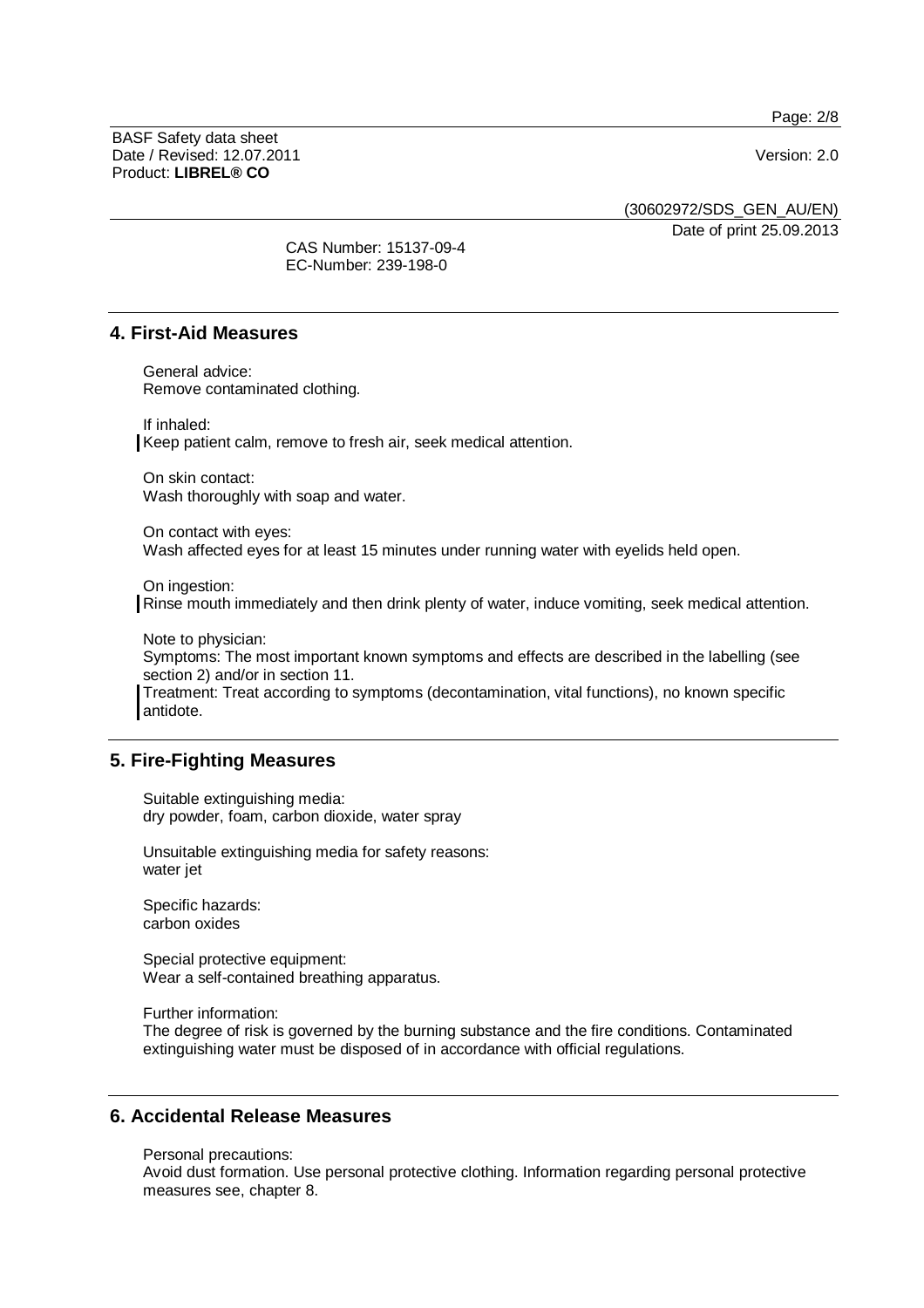CAS Number: 15137-09-4
EC-Number: 239-198-0

## 4. First-Aid Measures

General advice:
Remove contaminated clothing.

If inhaled:
Keep patient calm, remove to fresh air, seek medical attention.

On skin contact:
Wash thoroughly with soap and water.

On contact with eyes:
Wash affected eyes for at least 15 minutes under running water with eyelids held open.

On ingestion:
Rinse mouth immediately and then drink plenty of water, induce vomiting, seek medical attention.

Note to physician:
Symptoms: The most important known symptoms and effects are described in the labelling (see section 2) and/or in section 11.
Treatment: Treat according to symptoms (decontamination, vital functions), no known specific antidote.

## 5. Fire-Fighting Measures

Suitable extinguishing media:
dry powder, foam, carbon dioxide, water spray

Unsuitable extinguishing media for safety reasons:
water jet

Specific hazards:
carbon oxides

Special protective equipment:
Wear a self-contained breathing apparatus.

Further information:
The degree of risk is governed by the burning substance and the fire conditions. Contaminated extinguishing water must be disposed of in accordance with official regulations.

## 6. Accidental Release Measures

Personal precautions:
Avoid dust formation. Use personal protective clothing. Information regarding personal protective measures see, chapter 8.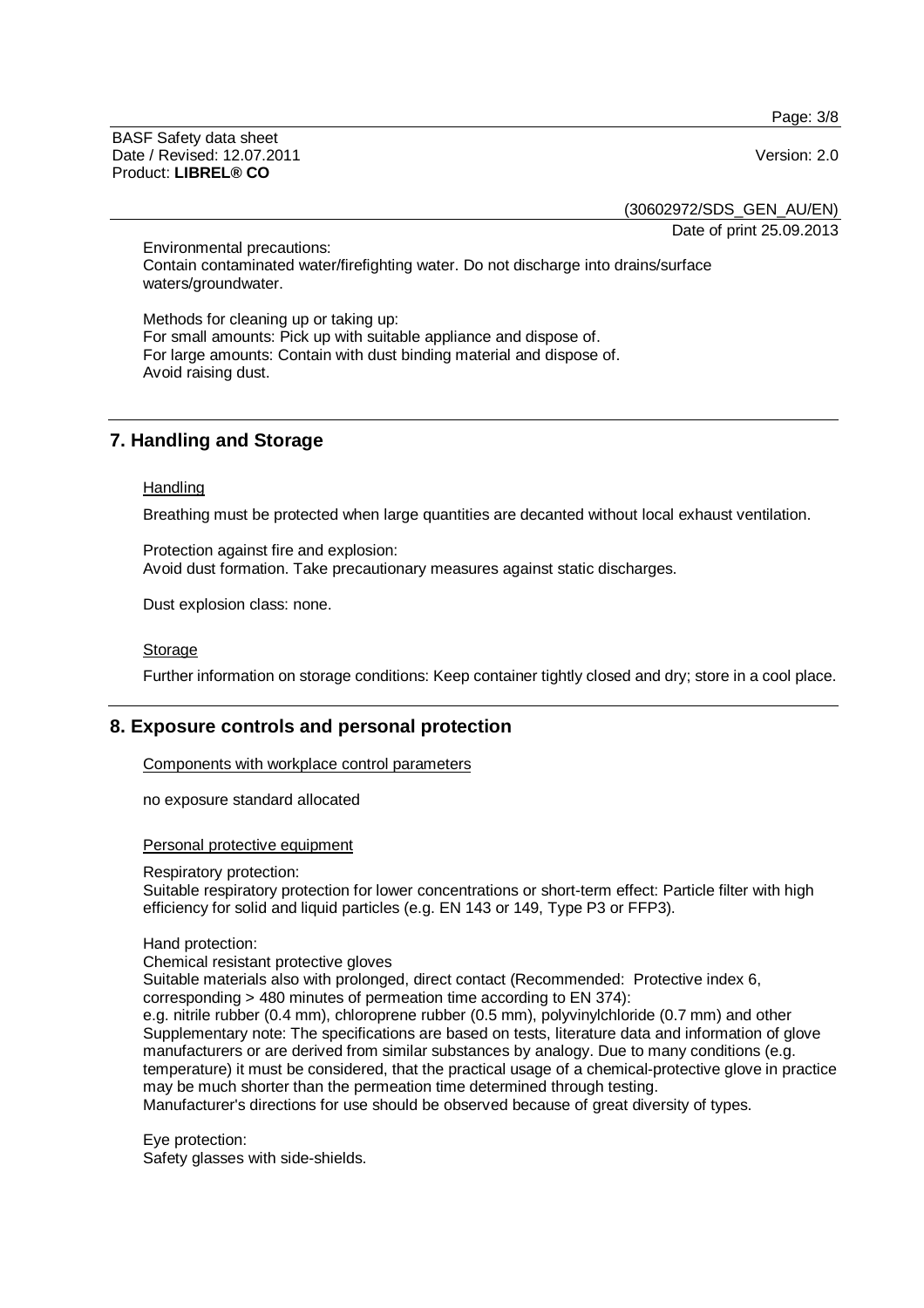Environmental precautions:
Contain contaminated water/firefighting water. Do not discharge into drains/surface waters/groundwater.

Methods for cleaning up or taking up:
For small amounts: Pick up with suitable appliance and dispose of.
For large amounts: Contain with dust binding material and dispose of.
Avoid raising dust.

## 7. Handling and Storage

Handling

Breathing must be protected when large quantities are decanted without local exhaust ventilation.

Protection against fire and explosion:
Avoid dust formation. Take precautionary measures against static discharges.

Dust explosion class: none.

Storage

Further information on storage conditions: Keep container tightly closed and dry; store in a cool place.

## 8. Exposure controls and personal protection

Components with workplace control parameters

no exposure standard allocated

Personal protective equipment

Respiratory protection:
Suitable respiratory protection for lower concentrations or short-term effect: Particle filter with high efficiency for solid and liquid particles (e.g. EN 143 or 149, Type P3 or FFP3).

Hand protection:
Chemical resistant protective gloves
Suitable materials also with prolonged, direct contact (Recommended: Protective index 6, corresponding > 480 minutes of permeation time according to EN 374):
e.g. nitrile rubber (0.4 mm), chloroprene rubber (0.5 mm), polyvinylchloride (0.7 mm) and other
Supplementary note: The specifications are based on tests, literature data and information of glove manufacturers or are derived from similar substances by analogy. Due to many conditions (e.g. temperature) it must be considered, that the practical usage of a chemical-protective glove in practice may be much shorter than the permeation time determined through testing.
Manufacturer's directions for use should be observed because of great diversity of types.

Eye protection:
Safety glasses with side-shields.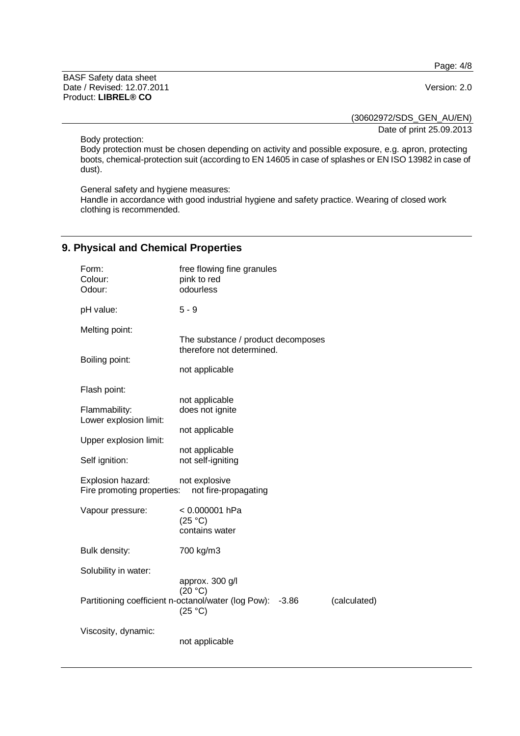Body protection:
Body protection must be chosen depending on activity and possible exposure, e.g. apron, protecting boots, chemical-protection suit (according to EN 14605 in case of splashes or EN ISO 13982 in case of dust).

General safety and hygiene measures:
Handle in accordance with good industrial hygiene and safety practice. Wearing of closed work clothing is recommended.

## 9. Physical and Chemical Properties

Form: free flowing fine granules
Colour: pink to red
Odour: odourless

pH value: 5 - 9

Melting point:
The substance / product decomposes therefore not determined.

Boiling point:
not applicable

Flash point:
not applicable

Flammability: does not ignite

Lower explosion limit:
not applicable

Upper explosion limit:
not applicable

Self ignition: not self-igniting

Explosion hazard: not explosive
Fire promoting properties: not fire-propagating

Vapour pressure: < 0.000001 hPa
(25 °C)
contains water

Bulk density: 700 kg/m3

Solubility in water:
approx. 300 g/l
(20 °C)

Partitioning coefficient n-octanol/water (log Pow): -3.86 (calculated)
(25 °C)

Viscosity, dynamic:
not applicable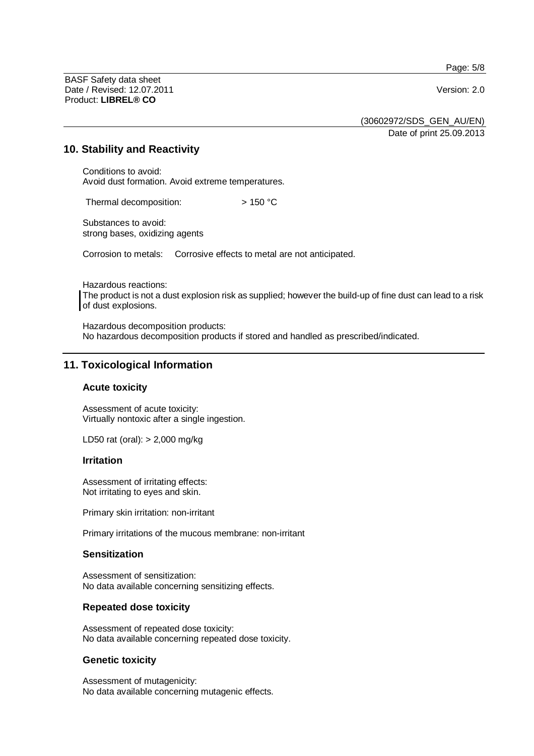## 10. Stability and Reactivity

Conditions to avoid:
Avoid dust formation. Avoid extreme temperatures.

Thermal decomposition: > 150 °C

Substances to avoid:
strong bases, oxidizing agents

Corrosion to metals: Corrosive effects to metal are not anticipated.

Hazardous reactions:
The product is not a dust explosion risk as supplied; however the build-up of fine dust can lead to a risk of dust explosions.

Hazardous decomposition products:
No hazardous decomposition products if stored and handled as prescribed/indicated.

## 11. Toxicological Information

### Acute toxicity

Assessment of acute toxicity:
Virtually nontoxic after a single ingestion.

LD50 rat (oral): > 2,000 mg/kg

### Irritation

Assessment of irritating effects:
Not irritating to eyes and skin.

Primary skin irritation: non-irritant

Primary irritations of the mucous membrane: non-irritant

### Sensitization

Assessment of sensitization:
No data available concerning sensitizing effects.

### Repeated dose toxicity

Assessment of repeated dose toxicity:
No data available concerning repeated dose toxicity.

### Genetic toxicity

Assessment of mutagenicity:
No data available concerning mutagenic effects.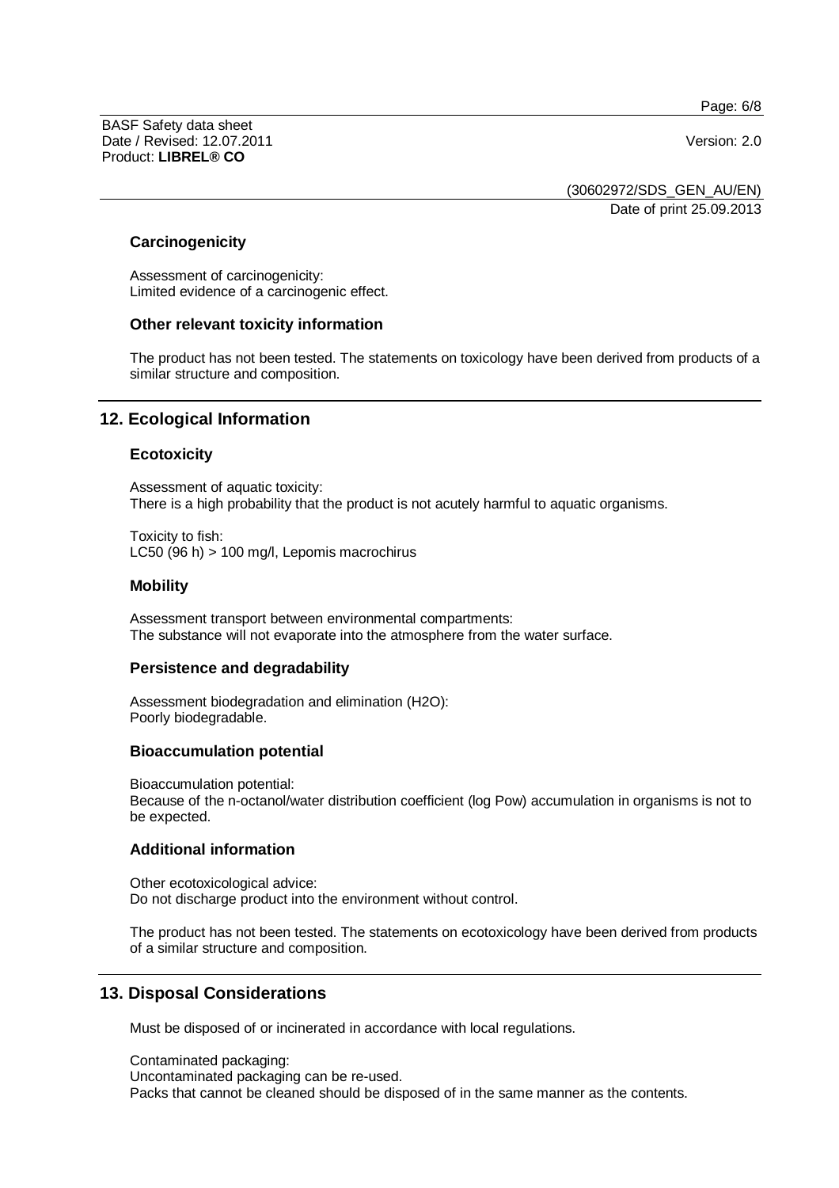### Carcinogenicity

Assessment of carcinogenicity:
Limited evidence of a carcinogenic effect.

### Other relevant toxicity information

The product has not been tested. The statements on toxicology have been derived from products of a similar structure and composition.

## 12. Ecological Information

### Ecotoxicity

Assessment of aquatic toxicity:
There is a high probability that the product is not acutely harmful to aquatic organisms.

Toxicity to fish:
LC50 (96 h) > 100 mg/l, Lepomis macrochirus

### Mobility

Assessment transport between environmental compartments:
The substance will not evaporate into the atmosphere from the water surface.

### Persistence and degradability

Assessment biodegradation and elimination ($H_2O$):
Poorly biodegradable.

### Bioaccumulation potential

Bioaccumulation potential:
Because of the n-octanol/water distribution coefficient (log Pow) accumulation in organisms is not to be expected.

### Additional information

Other ecotoxicological advice:
Do not discharge product into the environment without control.

The product has not been tested. The statements on ecotoxicology have been derived from products of a similar structure and composition.

## 13. Disposal Considerations

Must be disposed of or incinerated in accordance with local regulations.

Contaminated packaging:
Uncontaminated packaging can be re-used.
Packs that cannot be cleaned should be disposed of in the same manner as the contents.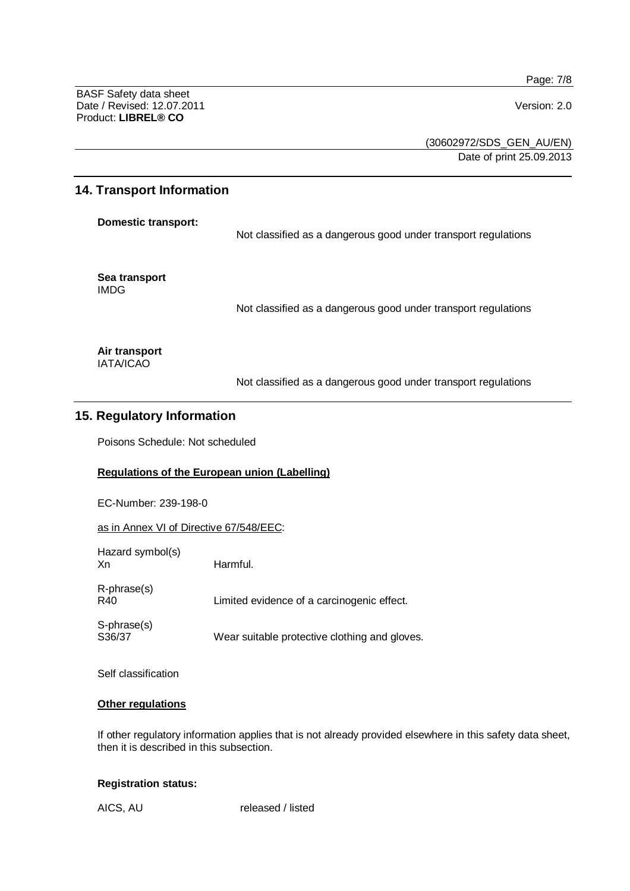## 14. Transport Information

**Domestic transport:**

Not classified as a dangerous good under transport regulations

**Sea transport**
IMDG

Not classified as a dangerous good under transport regulations

**Air transport**
IATA/ICAO

Not classified as a dangerous good under transport regulations

## 15. Regulatory Information

Poisons Schedule: Not scheduled

**Regulations of the European union (Labelling)**

EC-Number: 239-198-0

as in Annex VI of Directive 67/548/EEC:

Hazard symbol(s)
Xn — Harmful.

R-phrase(s)
R40 — Limited evidence of a carcinogenic effect.

S-phrase(s)
S36/37 — Wear suitable protective clothing and gloves.

Self classification

**Other regulations**

If other regulatory information applies that is not already provided elsewhere in this safety data sheet, then it is described in this subsection.

**Registration status:**

AICS, AU — released / listed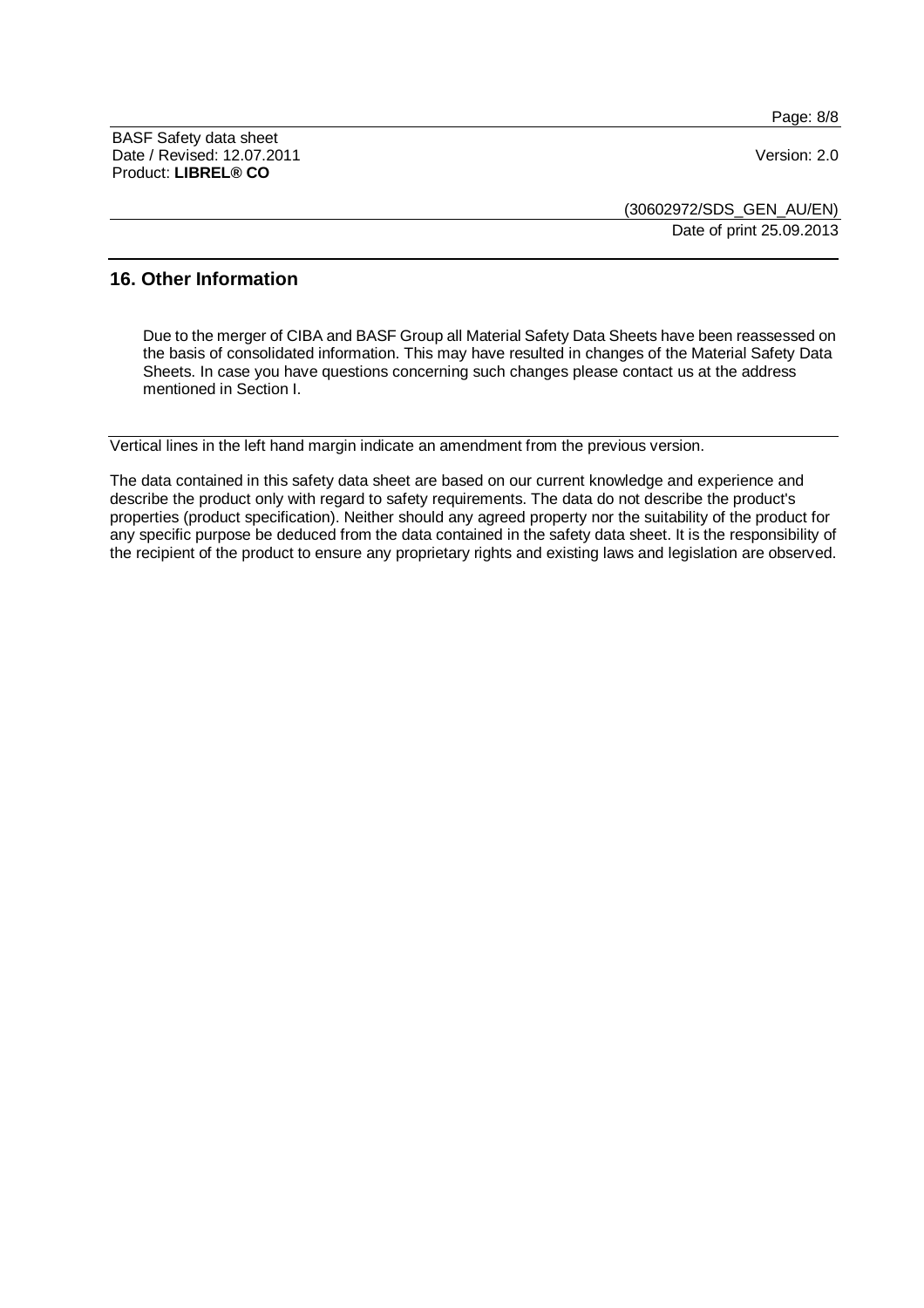## 16. Other Information

Due to the merger of CIBA and BASF Group all Material Safety Data Sheets have been reassessed on the basis of consolidated information. This may have resulted in changes of the Material Safety Data Sheets. In case you have questions concerning such changes please contact us at the address mentioned in Section I.

Vertical lines in the left hand margin indicate an amendment from the previous version.

The data contained in this safety data sheet are based on our current knowledge and experience and describe the product only with regard to safety requirements. The data do not describe the product's properties (product specification). Neither should any agreed property nor the suitability of the product for any specific purpose be deduced from the data contained in the safety data sheet. It is the responsibility of the recipient of the product to ensure any proprietary rights and existing laws and legislation are observed.